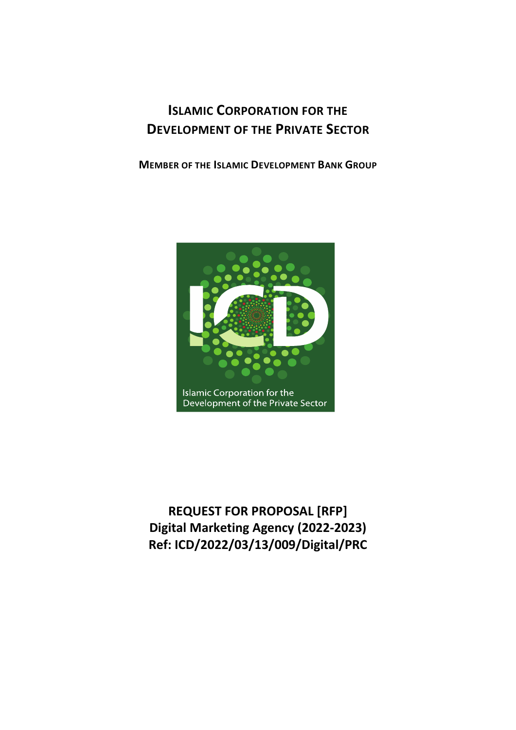# Islamic Corporation for the Development of the Private Sector

**Member of the Islamic Development Bank Group**

Islamic Corporation for the Development of the Private Sector

**REQUEST FOR PROPOSAL [RFP]**
**Digital Marketing Agency (2022-2023)**
**Ref: ICD/2022/03/13/009/Digital/PRC**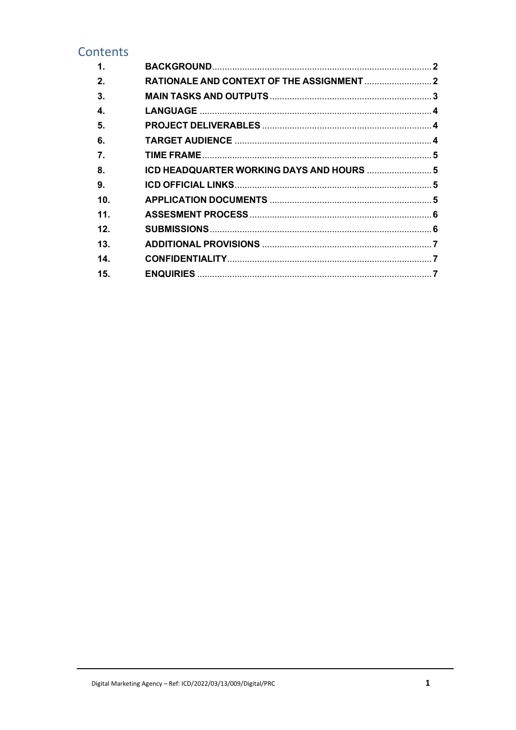# Contents

| | | |
|---|---|---|
| 1. | BACKGROUND | 2 |
| 2. | RATIONALE AND CONTEXT OF THE ASSIGNMENT | 2 |
| 3. | MAIN TASKS AND OUTPUTS | 3 |
| 4. | LANGUAGE | 4 |
| 5. | PROJECT DELIVERABLES | 4 |
| 6. | TARGET AUDIENCE | 4 |
| 7. | TIME FRAME | 5 |
| 8. | ICD HEADQUARTER WORKING DAYS AND HOURS | 5 |
| 9. | ICD OFFICIAL LINKS | 5 |
| 10. | APPLICATION DOCUMENTS | 5 |
| 11. | ASSESMENT PROCESS | 6 |
| 12. | SUBMISSIONS | 6 |
| 13. | ADDITIONAL PROVISIONS | 7 |
| 14. | CONFIDENTIALITY | 7 |
| 15. | ENQUIRIES | 7 |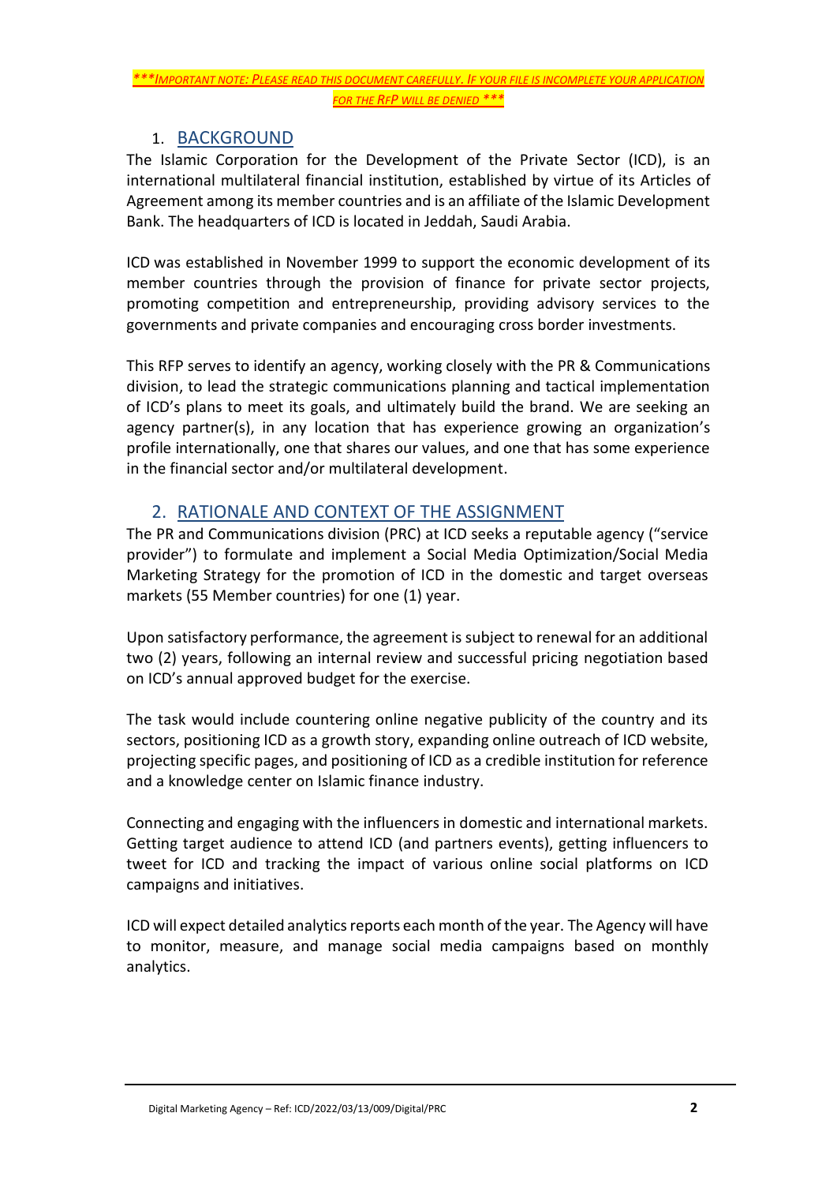***IMPORTANT NOTE: PLEASE READ THIS DOCUMENT CAREFULLY. IF YOUR FILE IS INCOMPLETE YOUR APPLICATION FOR THE RFP WILL BE DENIED ***

## 1. BACKGROUND

The Islamic Corporation for the Development of the Private Sector (ICD), is an international multilateral financial institution, established by virtue of its Articles of Agreement among its member countries and is an affiliate of the Islamic Development Bank. The headquarters of ICD is located in Jeddah, Saudi Arabia.

ICD was established in November 1999 to support the economic development of its member countries through the provision of finance for private sector projects, promoting competition and entrepreneurship, providing advisory services to the governments and private companies and encouraging cross border investments.

This RFP serves to identify an agency, working closely with the PR & Communications division, to lead the strategic communications planning and tactical implementation of ICD's plans to meet its goals, and ultimately build the brand. We are seeking an agency partner(s), in any location that has experience growing an organization's profile internationally, one that shares our values, and one that has some experience in the financial sector and/or multilateral development.

## 2. RATIONALE AND CONTEXT OF THE ASSIGNMENT

The PR and Communications division (PRC) at ICD seeks a reputable agency ("service provider") to formulate and implement a Social Media Optimization/Social Media Marketing Strategy for the promotion of ICD in the domestic and target overseas markets (55 Member countries) for one (1) year.

Upon satisfactory performance, the agreement is subject to renewal for an additional two (2) years, following an internal review and successful pricing negotiation based on ICD's annual approved budget for the exercise.

The task would include countering online negative publicity of the country and its sectors, positioning ICD as a growth story, expanding online outreach of ICD website, projecting specific pages, and positioning of ICD as a credible institution for reference and a knowledge center on Islamic finance industry.

Connecting and engaging with the influencers in domestic and international markets. Getting target audience to attend ICD (and partners events), getting influencers to tweet for ICD and tracking the impact of various online social platforms on ICD campaigns and initiatives.

ICD will expect detailed analytics reports each month of the year. The Agency will have to monitor, measure, and manage social media campaigns based on monthly analytics.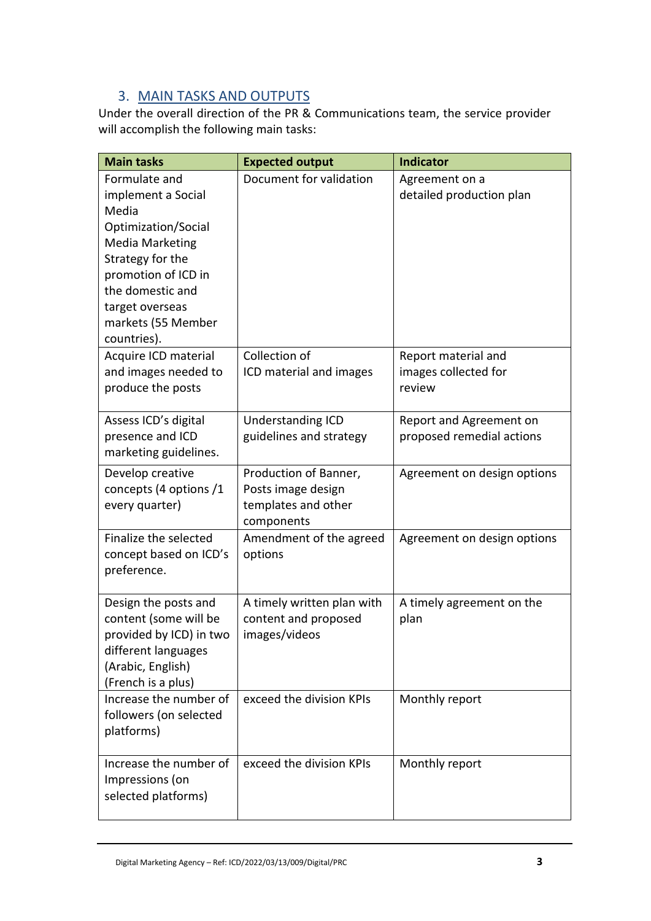## 3. MAIN TASKS AND OUTPUTS

Under the overall direction of the PR & Communications team, the service provider will accomplish the following main tasks:

| Main tasks | Expected output | Indicator |
|---|---|---|
| Formulate and implement a Social Media Optimization/Social Media Marketing Strategy for the promotion of ICD in the domestic and target overseas markets (55 Member countries). | Document for validation | Agreement on a detailed production plan |
| Acquire ICD material and images needed to produce the posts | Collection of ICD material and images | Report material and images collected for review |
| Assess ICD's digital presence and ICD marketing guidelines. | Understanding ICD guidelines and strategy | Report and Agreement on proposed remedial actions |
| Develop creative concepts (4 options /1 every quarter) | Production of Banner, Posts image design templates and other components | Agreement on design options |
| Finalize the selected concept based on ICD's preference. | Amendment of the agreed options | Agreement on design options |
| Design the posts and content (some will be provided by ICD) in two different languages (Arabic, English) (French is a plus) | A timely written plan with content and proposed images/videos | A timely agreement on the plan |
| Increase the number of followers (on selected platforms) | exceed the division KPIs | Monthly report |
| Increase the number of Impressions (on selected platforms) | exceed the division KPIs | Monthly report |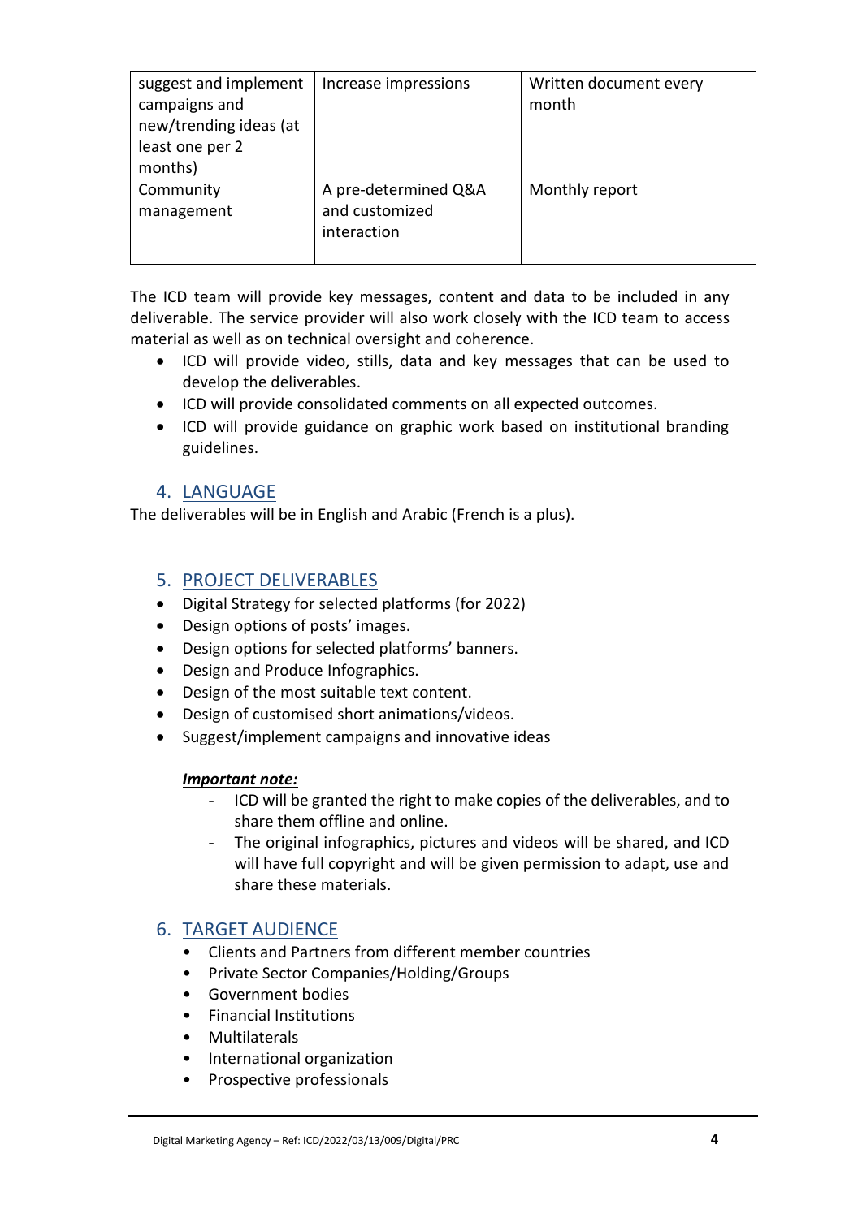| suggest and implement campaigns and new/trending ideas (at least one per 2 months) | Increase impressions | Written document every month |
|---|---|---|
| Community management | A pre-determined Q&A and customized interaction | Monthly report |

The ICD team will provide key messages, content and data to be included in any deliverable. The service provider will also work closely with the ICD team to access material as well as on technical oversight and coherence.

- ICD will provide video, stills, data and key messages that can be used to develop the deliverables.
- ICD will provide consolidated comments on all expected outcomes.
- ICD will provide guidance on graphic work based on institutional branding guidelines.

## 4. LANGUAGE

The deliverables will be in English and Arabic (French is a plus).

## 5. PROJECT DELIVERABLES

- Digital Strategy for selected platforms (for 2022)
- Design options of posts' images.
- Design options for selected platforms' banners.
- Design and Produce Infographics.
- Design of the most suitable text content.
- Design of customised short animations/videos.
- Suggest/implement campaigns and innovative ideas

***Important note:***

- ICD will be granted the right to make copies of the deliverables, and to share them offline and online.
- The original infographics, pictures and videos will be shared, and ICD will have full copyright and will be given permission to adapt, use and share these materials.

## 6. TARGET AUDIENCE

- Clients and Partners from different member countries
- Private Sector Companies/Holding/Groups
- Government bodies
- Financial Institutions
- Multilaterals
- International organization
- Prospective professionals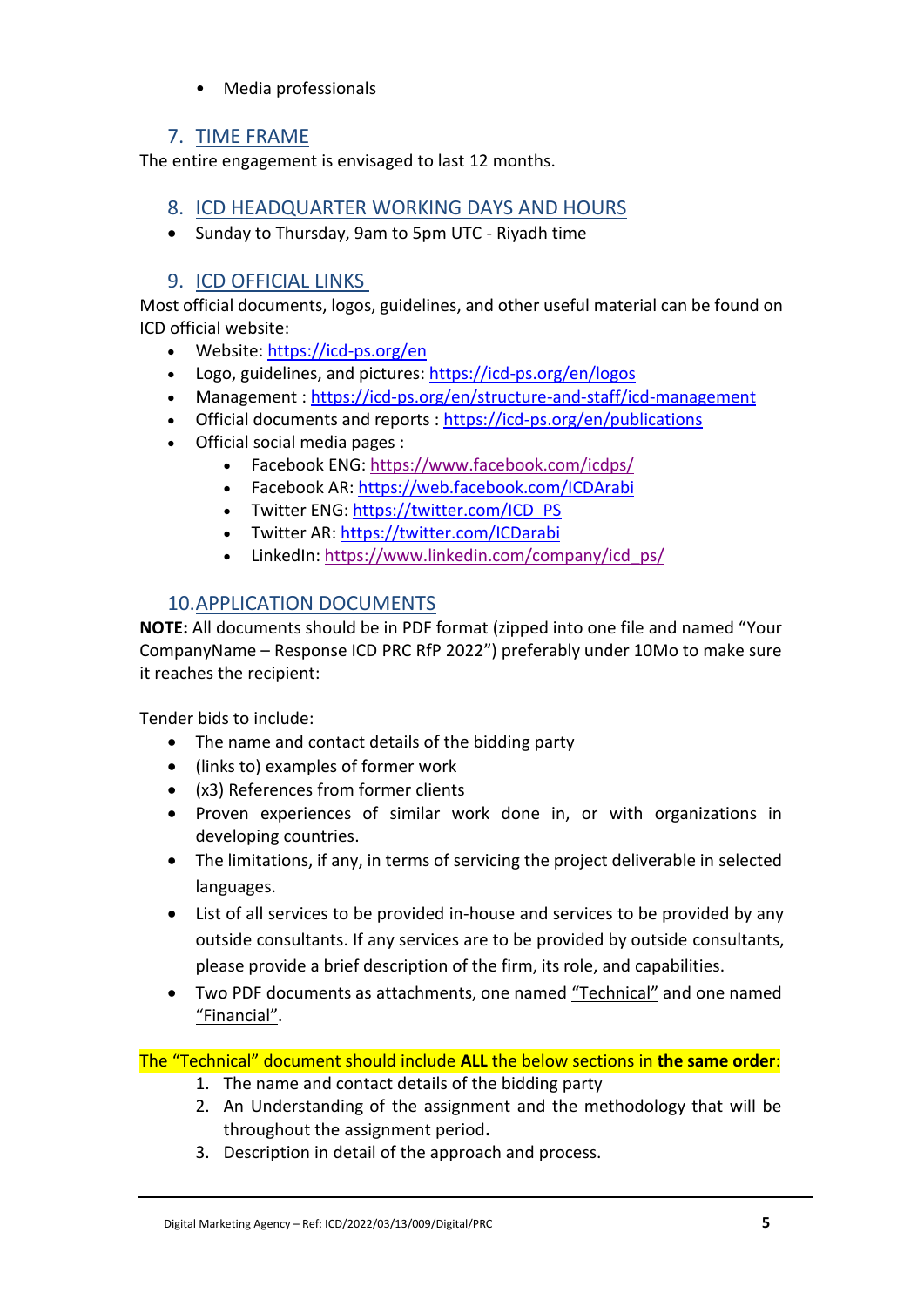- Media professionals

## 7. TIME FRAME

The entire engagement is envisaged to last 12 months.

## 8. ICD HEADQUARTER WORKING DAYS AND HOURS

- Sunday to Thursday, 9am to 5pm UTC - Riyadh time

## 9. ICD OFFICIAL LINKS

Most official documents, logos, guidelines, and other useful material can be found on ICD official website:

- Website: https://icd-ps.org/en
- Logo, guidelines, and pictures: https://icd-ps.org/en/logos
- Management : https://icd-ps.org/en/structure-and-staff/icd-management
- Official documents and reports : https://icd-ps.org/en/publications
- Official social media pages :
  - Facebook ENG: https://www.facebook.com/icdps/
  - Facebook AR: https://web.facebook.com/ICDArabi
  - Twitter ENG: https://twitter.com/ICD_PS
  - Twitter AR: https://twitter.com/ICDarabi
  - LinkedIn: https://www.linkedin.com/company/icd_ps/

## 10. APPLICATION DOCUMENTS

**NOTE:** All documents should be in PDF format (zipped into one file and named "Your CompanyName – Response ICD PRC RfP 2022") preferably under 10Mo to make sure it reaches the recipient:

Tender bids to include:

- The name and contact details of the bidding party
- (links to) examples of former work
- (x3) References from former clients
- Proven experiences of similar work done in, or with organizations in developing countries.
- The limitations, if any, in terms of servicing the project deliverable in selected languages.
- List of all services to be provided in-house and services to be provided by any outside consultants. If any services are to be provided by outside consultants, please provide a brief description of the firm, its role, and capabilities.
- Two PDF documents as attachments, one named "Technical" and one named "Financial".

The "Technical" document should include **ALL** the below sections in **the same order**:

1. The name and contact details of the bidding party
2. An Understanding of the assignment and the methodology that will be throughout the assignment period**.**
3. Description in detail of the approach and process.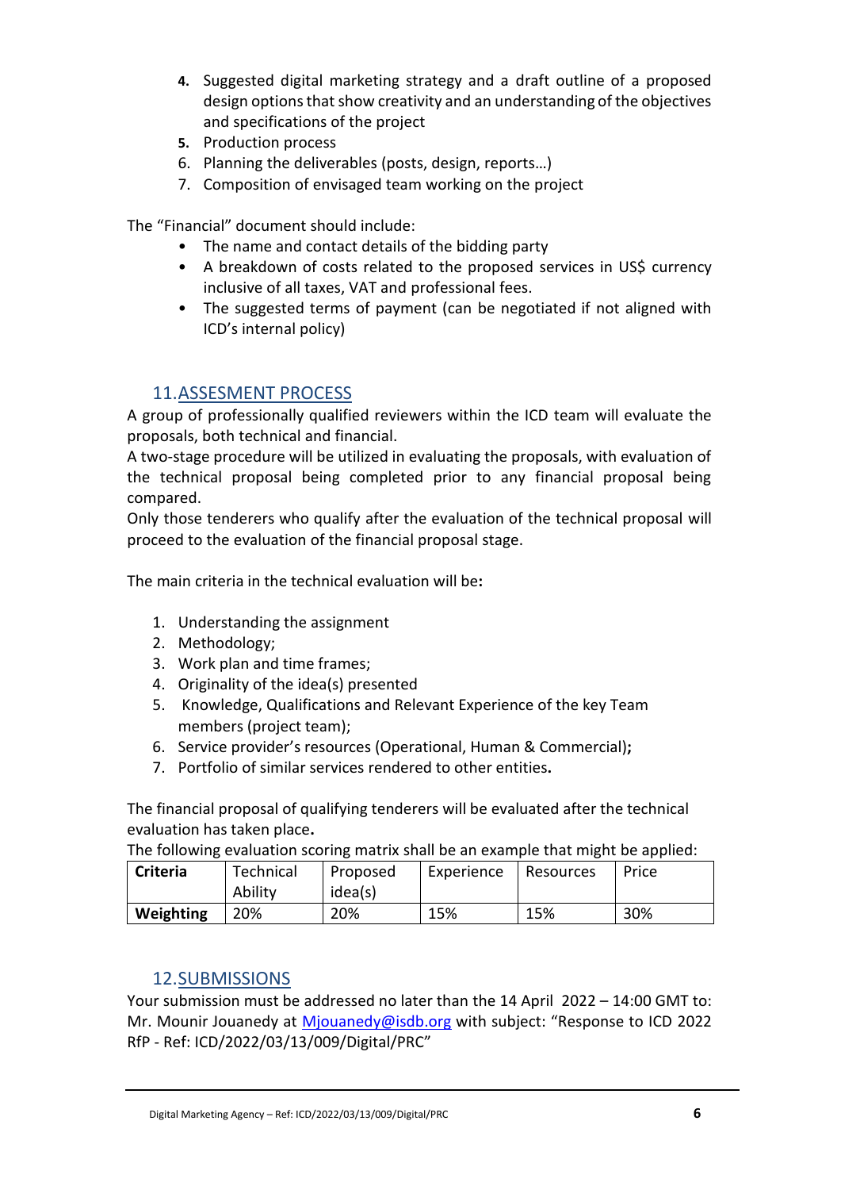4. Suggested digital marketing strategy and a draft outline of a proposed design options that show creativity and an understanding of the objectives and specifications of the project
5. Production process
6. Planning the deliverables (posts, design, reports…)
7. Composition of envisaged team working on the project

The "Financial" document should include:

- The name and contact details of the bidding party
- A breakdown of costs related to the proposed services in US$ currency inclusive of all taxes, VAT and professional fees.
- The suggested terms of payment (can be negotiated if not aligned with ICD's internal policy)

## 11. ASSESMENT PROCESS

A group of professionally qualified reviewers within the ICD team will evaluate the proposals, both technical and financial.

A two-stage procedure will be utilized in evaluating the proposals, with evaluation of the technical proposal being completed prior to any financial proposal being compared.

Only those tenderers who qualify after the evaluation of the technical proposal will proceed to the evaluation of the financial proposal stage.

The main criteria in the technical evaluation will be**:**

1. Understanding the assignment
2. Methodology;
3. Work plan and time frames;
4. Originality of the idea(s) presented
5. Knowledge, Qualifications and Relevant Experience of the key Team members (project team);
6. Service provider's resources (Operational, Human & Commercial)**;**
7. Portfolio of similar services rendered to other entities**.**

The financial proposal of qualifying tenderers will be evaluated after the technical evaluation has taken place**.**

The following evaluation scoring matrix shall be an example that might be applied:

| **Criteria** | Technical Ability | Proposed idea(s) | Experience | Resources | Price |
|---|---|---|---|---|---|
| **Weighting** | 20% | 20% | 15% | 15% | 30% |

## 12. SUBMISSIONS

Your submission must be addressed no later than the 14 April 2022 – 14:00 GMT to: Mr. Mounir Jouanedy at Mjouanedy@isdb.org with subject: "Response to ICD 2022 RfP - Ref: ICD/2022/03/13/009/Digital/PRC"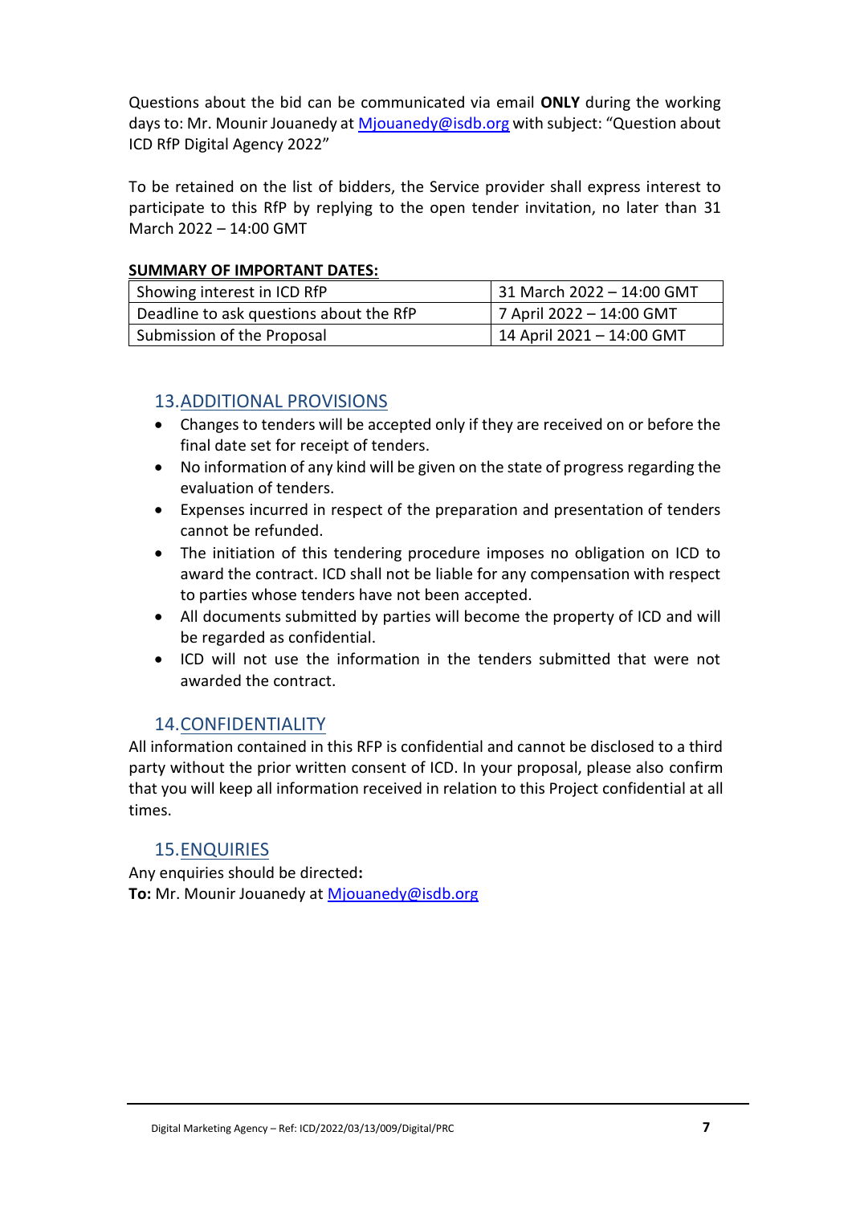Questions about the bid can be communicated via email **ONLY** during the working days to: Mr. Mounir Jouanedy at [Mjouanedy@isdb.org](mailto:Mjouanedy@isdb.org) with subject: "Question about ICD RfP Digital Agency 2022"

To be retained on the list of bidders, the Service provider shall express interest to participate to this RfP by replying to the open tender invitation, no later than 31 March 2022 – 14:00 GMT

**SUMMARY OF IMPORTANT DATES:**

| | |
|---|---|
| Showing interest in ICD RfP | 31 March 2022 – 14:00 GMT |
| Deadline to ask questions about the RfP | 7 April 2022 – 14:00 GMT |
| Submission of the Proposal | 14 April 2021 – 14:00 GMT |

## 13. ADDITIONAL PROVISIONS

- Changes to tenders will be accepted only if they are received on or before the final date set for receipt of tenders.
- No information of any kind will be given on the state of progress regarding the evaluation of tenders.
- Expenses incurred in respect of the preparation and presentation of tenders cannot be refunded.
- The initiation of this tendering procedure imposes no obligation on ICD to award the contract. ICD shall not be liable for any compensation with respect to parties whose tenders have not been accepted.
- All documents submitted by parties will become the property of ICD and will be regarded as confidential.
- ICD will not use the information in the tenders submitted that were not awarded the contract.

## 14. CONFIDENTIALITY

All information contained in this RFP is confidential and cannot be disclosed to a third party without the prior written consent of ICD. In your proposal, please also confirm that you will keep all information received in relation to this Project confidential at all times.

## 15. ENQUIRIES

Any enquiries should be directed**:**
**To:** Mr. Mounir Jouanedy at [Mjouanedy@isdb.org](mailto:Mjouanedy@isdb.org)